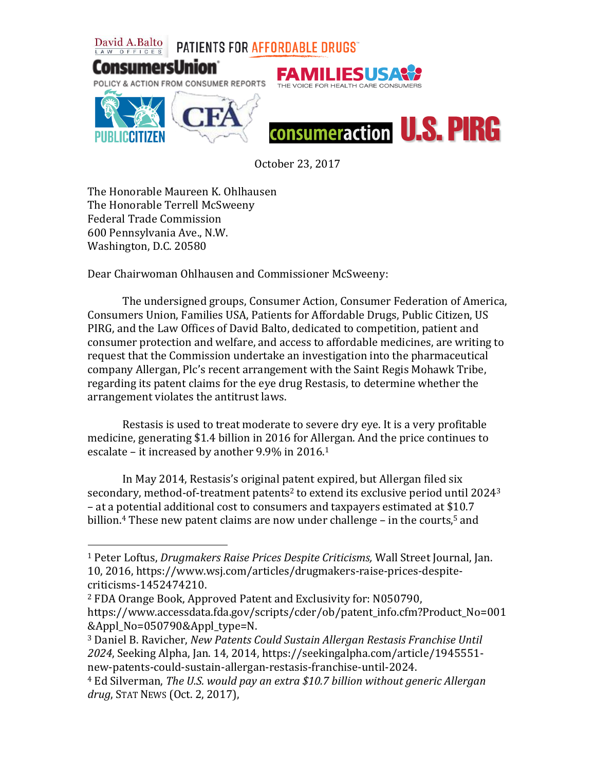David A. Balto LAW OFFICES | PATIENTS FOR AFFORDABLE DRUGS

ConsumersUnion POLICY & ACTION FROM CONSUMER REPORTS | FAMILIESUSA THE VOICE FOR HEALTH CARE CONSUMERS

PUBLIC CITIZEN | CFA | consumeraction | U.S. PIRG

October 23, 2017

The Honorable Maureen K. Ohlhausen
The Honorable Terrell McSweeny
Federal Trade Commission
600 Pennsylvania Ave., N.W.
Washington, D.C. 20580

Dear Chairwoman Ohlhausen and Commissioner McSweeny:

The undersigned groups, Consumer Action, Consumer Federation of America, Consumers Union, Families USA, Patients for Affordable Drugs, Public Citizen, US PIRG, and the Law Offices of David Balto, dedicated to competition, patient and consumer protection and welfare, and access to affordable medicines, are writing to request that the Commission undertake an investigation into the pharmaceutical company Allergan, Plc's recent arrangement with the Saint Regis Mohawk Tribe, regarding its patent claims for the eye drug Restasis, to determine whether the arrangement violates the antitrust laws.

Restasis is used to treat moderate to severe dry eye. It is a very profitable medicine, generating $1.4 billion in 2016 for Allergan. And the price continues to escalate – it increased by another 9.9% in 2016.[1]

In May 2014, Restasis's original patent expired, but Allergan filed six secondary, method-of-treatment patents[2] to extend its exclusive period until 2024[3] – at a potential additional cost to consumers and taxpayers estimated at $10.7 billion.[4] These new patent claims are now under challenge – in the courts,[5] and

---

[1] Peter Loftus, *Drugmakers Raise Prices Despite Criticisms,* Wall Street Journal, Jan. 10, 2016, https://www.wsj.com/articles/drugmakers-raise-prices-despite-criticisms-1452474210.

[2] FDA Orange Book, Approved Patent and Exclusivity for: N050790, https://www.accessdata.fda.gov/scripts/cder/ob/patent_info.cfm?Product_No=001&Appl_No=050790&Appl_type=N.

[3] Daniel B. Ravicher, *New Patents Could Sustain Allergan Restasis Franchise Until 2024*, Seeking Alpha, Jan. 14, 2014, https://seekingalpha.com/article/1945551-new-patents-could-sustain-allergan-restasis-franchise-until-2024.

[4] Ed Silverman, *The U.S. would pay an extra $10.7 billion without generic Allergan drug*, STAT NEWS (Oct. 2, 2017),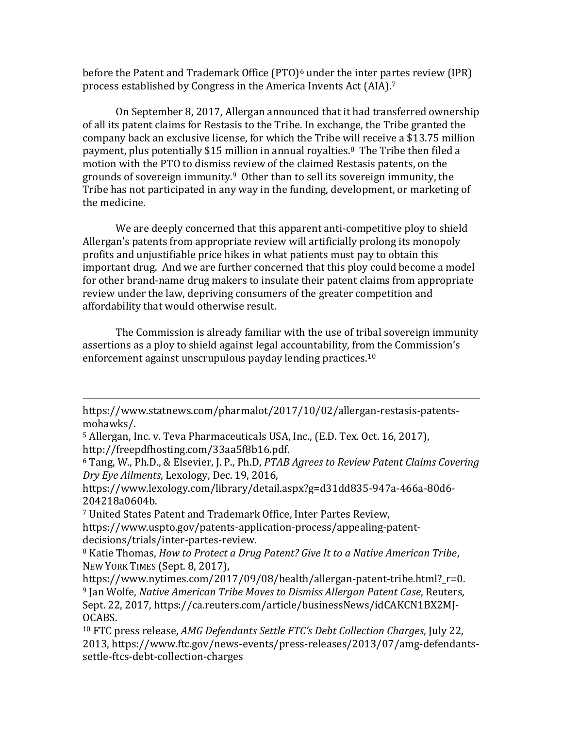before the Patent and Trademark Office (PTO)[6] under the inter partes review (IPR) process established by Congress in the America Invents Act (AIA).[7]

On September 8, 2017, Allergan announced that it had transferred ownership of all its patent claims for Restasis to the Tribe. In exchange, the Tribe granted the company back an exclusive license, for which the Tribe will receive a $13.75 million payment, plus potentially $15 million in annual royalties.[8] The Tribe then filed a motion with the PTO to dismiss review of the claimed Restasis patents, on the grounds of sovereign immunity.[9] Other than to sell its sovereign immunity, the Tribe has not participated in any way in the funding, development, or marketing of the medicine.

We are deeply concerned that this apparent anti-competitive ploy to shield Allergan's patents from appropriate review will artificially prolong its monopoly profits and unjustifiable price hikes in what patients must pay to obtain this important drug. And we are further concerned that this ploy could become a model for other brand-name drug makers to insulate their patent claims from appropriate review under the law, depriving consumers of the greater competition and affordability that would otherwise result.

The Commission is already familiar with the use of tribal sovereign immunity assertions as a ploy to shield against legal accountability, from the Commission's enforcement against unscrupulous payday lending practices.[10]

---

https://www.statnews.com/pharmalot/2017/10/02/allergan-restasis-patents-mohawks/.

[5] Allergan, Inc. v. Teva Pharmaceuticals USA, Inc., (E.D. Tex. Oct. 16, 2017), http://freepdfhosting.com/33aa5f8b16.pdf.

[6] Tang, W., Ph.D., & Elsevier, J. P., Ph.D, *PTAB Agrees to Review Patent Claims Covering Dry Eye Ailments*, Lexology, Dec. 19, 2016, https://www.lexology.com/library/detail.aspx?g=d31dd835-947a-466a-80d6-204218a0604b.

[7] United States Patent and Trademark Office, Inter Partes Review, https://www.uspto.gov/patents-application-process/appealing-patent-decisions/trials/inter-partes-review.

[8] Katie Thomas, *How to Protect a Drug Patent? Give It to a Native American Tribe*, NEW YORK TIMES (Sept. 8, 2017), https://www.nytimes.com/2017/09/08/health/allergan-patent-tribe.html?_r=0.

[9] Jan Wolfe, *Native American Tribe Moves to Dismiss Allergan Patent Case*, Reuters, Sept. 22, 2017, https://ca.reuters.com/article/businessNews/idCAKCN1BX2MJ-OCABS.

[10] FTC press release, *AMG Defendants Settle FTC's Debt Collection Charges*, July 22, 2013, https://www.ftc.gov/news-events/press-releases/2013/07/amg-defendants-settle-ftcs-debt-collection-charges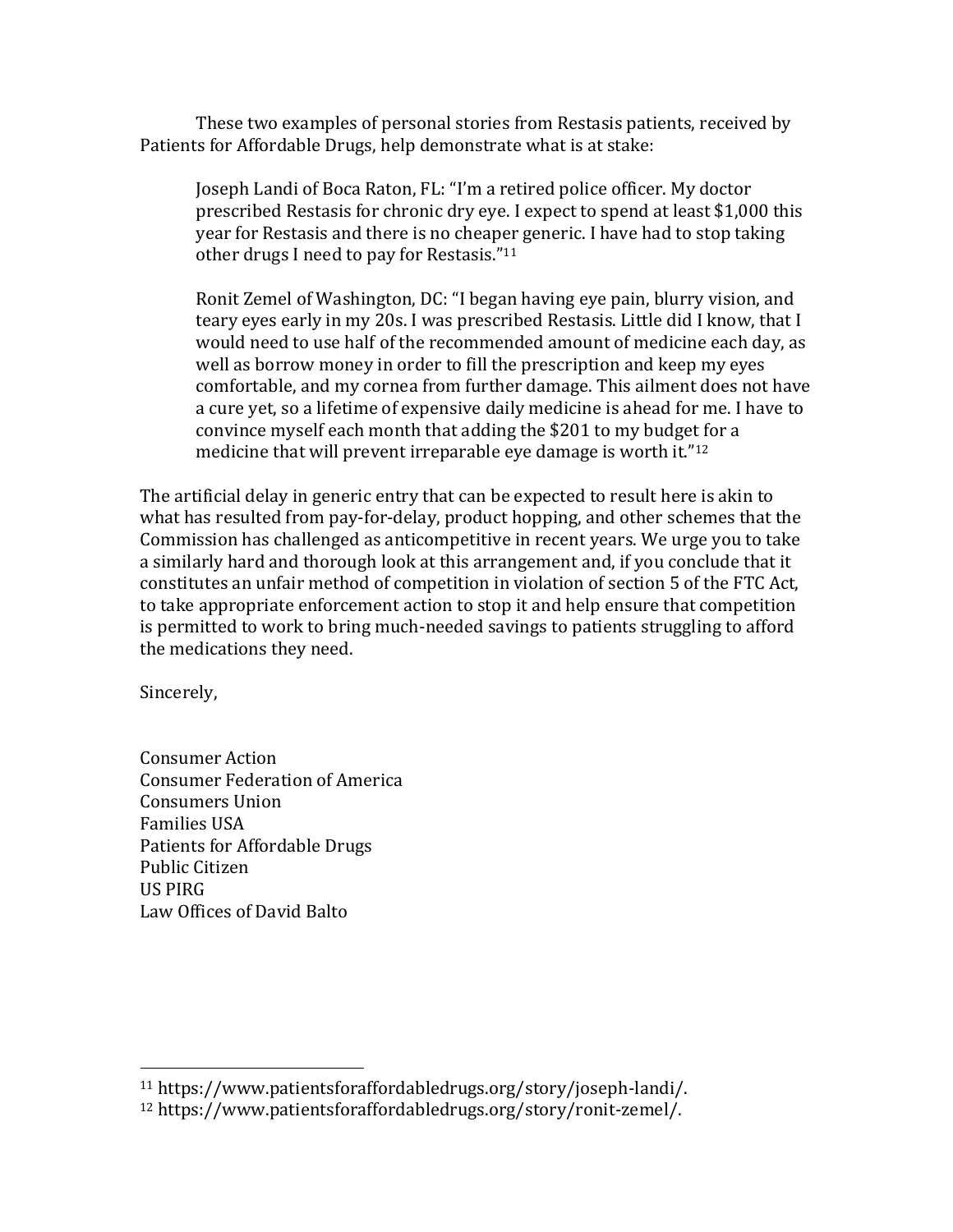These two examples of personal stories from Restasis patients, received by Patients for Affordable Drugs, help demonstrate what is at stake:

> Joseph Landi of Boca Raton, FL: "I'm a retired police officer. My doctor prescribed Restasis for chronic dry eye. I expect to spend at least $1,000 this year for Restasis and there is no cheaper generic. I have had to stop taking other drugs I need to pay for Restasis."[11]
>
> Ronit Zemel of Washington, DC: "I began having eye pain, blurry vision, and teary eyes early in my 20s. I was prescribed Restasis. Little did I know, that I would need to use half of the recommended amount of medicine each day, as well as borrow money in order to fill the prescription and keep my eyes comfortable, and my cornea from further damage. This ailment does not have a cure yet, so a lifetime of expensive daily medicine is ahead for me. I have to convince myself each month that adding the $201 to my budget for a medicine that will prevent irreparable eye damage is worth it."[12]

The artificial delay in generic entry that can be expected to result here is akin to what has resulted from pay-for-delay, product hopping, and other schemes that the Commission has challenged as anticompetitive in recent years. We urge you to take a similarly hard and thorough look at this arrangement and, if you conclude that it constitutes an unfair method of competition in violation of section 5 of the FTC Act, to take appropriate enforcement action to stop it and help ensure that competition is permitted to work to bring much-needed savings to patients struggling to afford the medications they need.

Sincerely,

Consumer Action
Consumer Federation of America
Consumers Union
Families USA
Patients for Affordable Drugs
Public Citizen
US PIRG
Law Offices of David Balto

---

[11] https://www.patientsforaffordabledrugs.org/story/joseph-landi/.

[12] https://www.patientsforaffordabledrugs.org/story/ronit-zemel/.